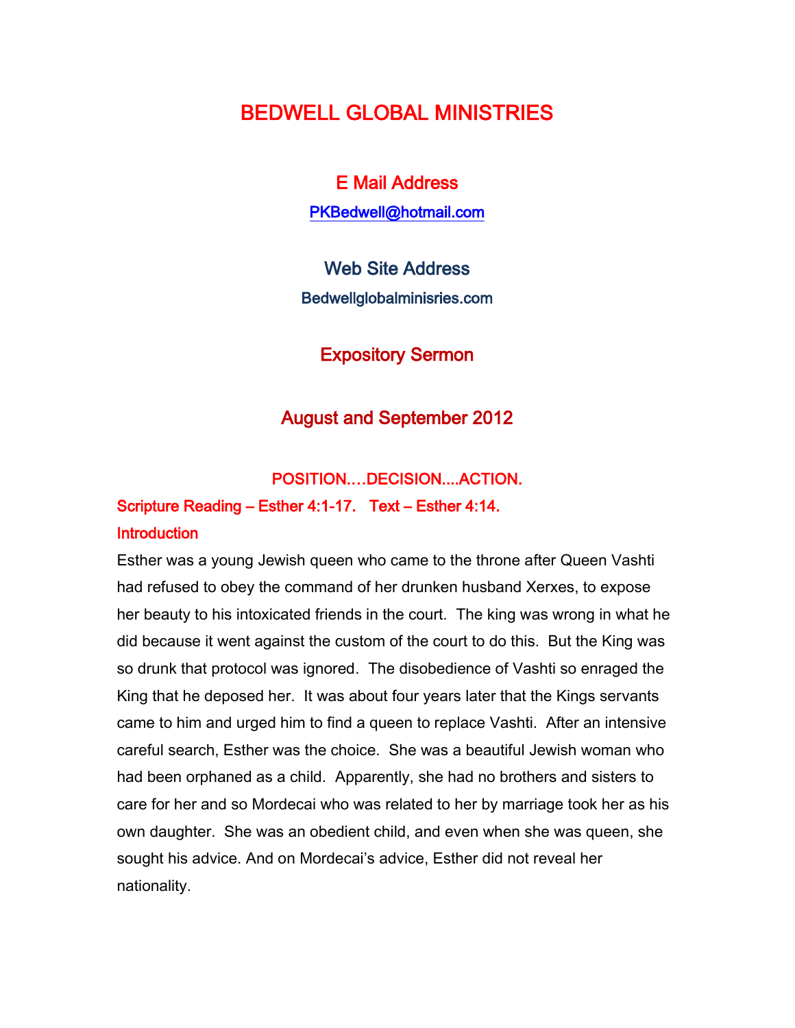# BEDWELL GLOBAL MINISTRIES

## E Mail Address

PKBedwell@hotmail.com

## Web Site Address

Bedwellglobalminisries.com

## Expository Sermon

## August and September 2012

### POSITION….DECISION....ACTION.

**Scripture Reading – Esther 4:1-17.   Text – Esther 4:14.**

**Introduction**

Esther was a young Jewish queen who came to the throne after Queen Vashti had refused to obey the command of her drunken husband Xerxes, to expose her beauty to his intoxicated friends in the court. The king was wrong in what he did because it went against the custom of the court to do this. But the King was so drunk that protocol was ignored. The disobedience of Vashti so enraged the King that he deposed her. It was about four years later that the Kings servants came to him and urged him to find a queen to replace Vashti. After an intensive careful search, Esther was the choice. She was a beautiful Jewish woman who had been orphaned as a child. Apparently, she had no brothers and sisters to care for her and so Mordecai who was related to her by marriage took her as his own daughter. She was an obedient child, and even when she was queen, she sought his advice. And on Mordecai's advice, Esther did not reveal her nationality.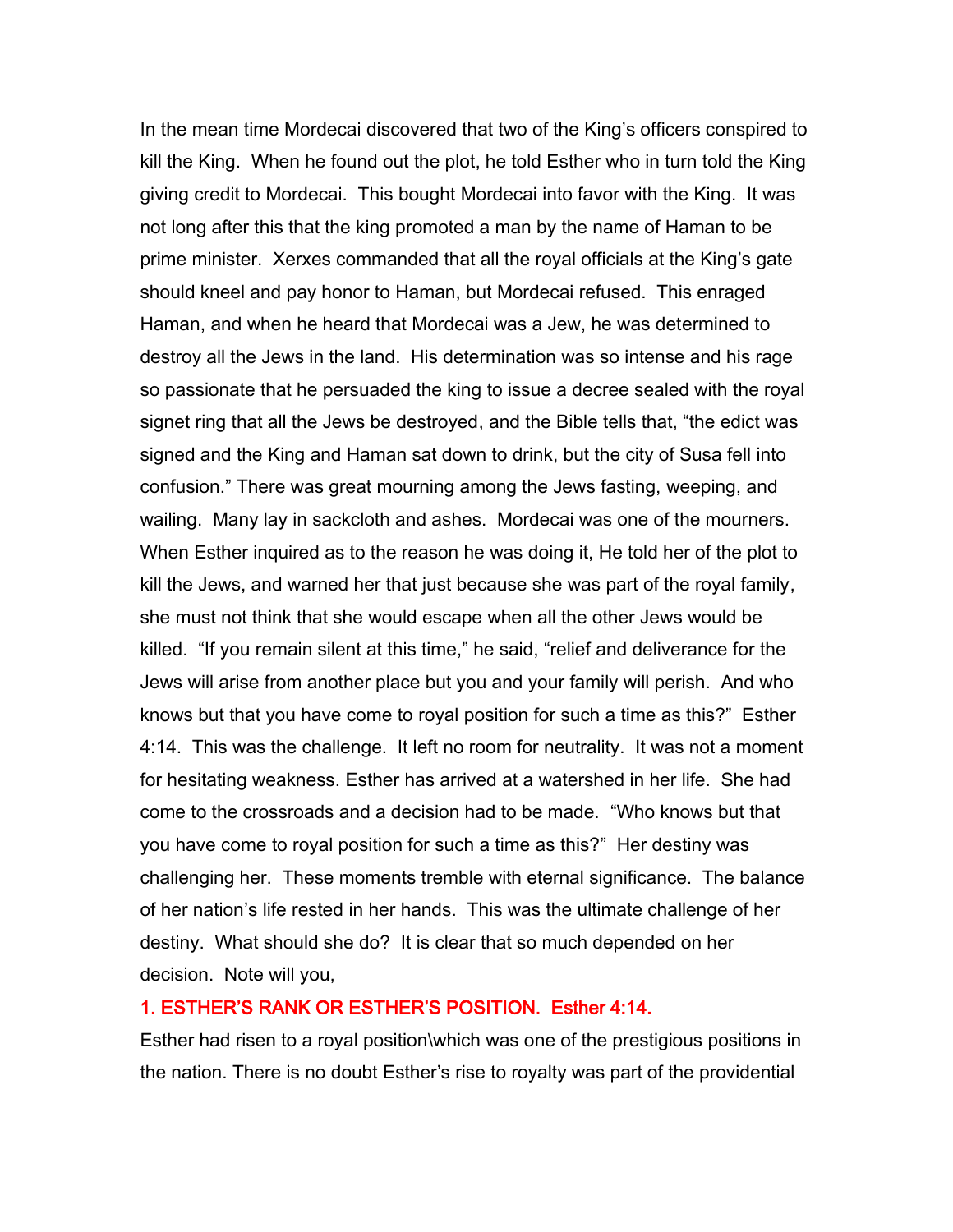In the mean time Mordecai discovered that two of the King's officers conspired to kill the King. When he found out the plot, he told Esther who in turn told the King giving credit to Mordecai. This bought Mordecai into favor with the King. It was not long after this that the king promoted a man by the name of Haman to be prime minister. Xerxes commanded that all the royal officials at the King's gate should kneel and pay honor to Haman, but Mordecai refused. This enraged Haman, and when he heard that Mordecai was a Jew, he was determined to destroy all the Jews in the land. His determination was so intense and his rage so passionate that he persuaded the king to issue a decree sealed with the royal signet ring that all the Jews be destroyed, and the Bible tells that, "the edict was signed and the King and Haman sat down to drink, but the city of Susa fell into confusion." There was great mourning among the Jews fasting, weeping, and wailing. Many lay in sackcloth and ashes. Mordecai was one of the mourners. When Esther inquired as to the reason he was doing it, He told her of the plot to kill the Jews, and warned her that just because she was part of the royal family, she must not think that she would escape when all the other Jews would be killed. "If you remain silent at this time," he said, "relief and deliverance for the Jews will arise from another place but you and your family will perish. And who knows but that you have come to royal position for such a time as this?" Esther 4:14. This was the challenge. It left no room for neutrality. It was not a moment for hesitating weakness. Esther has arrived at a watershed in her life. She had come to the crossroads and a decision had to be made. "Who knows but that you have come to royal position for such a time as this?" Her destiny was challenging her. These moments tremble with eternal significance. The balance of her nation's life rested in her hands. This was the ultimate challenge of her destiny. What should she do? It is clear that so much depended on her decision. Note will you,

## 1. ESTHER'S RANK OR ESTHER'S POSITION. Esther 4:14.

Esther had risen to a royal position\which was one of the prestigious positions in the nation. There is no doubt Esther's rise to royalty was part of the providential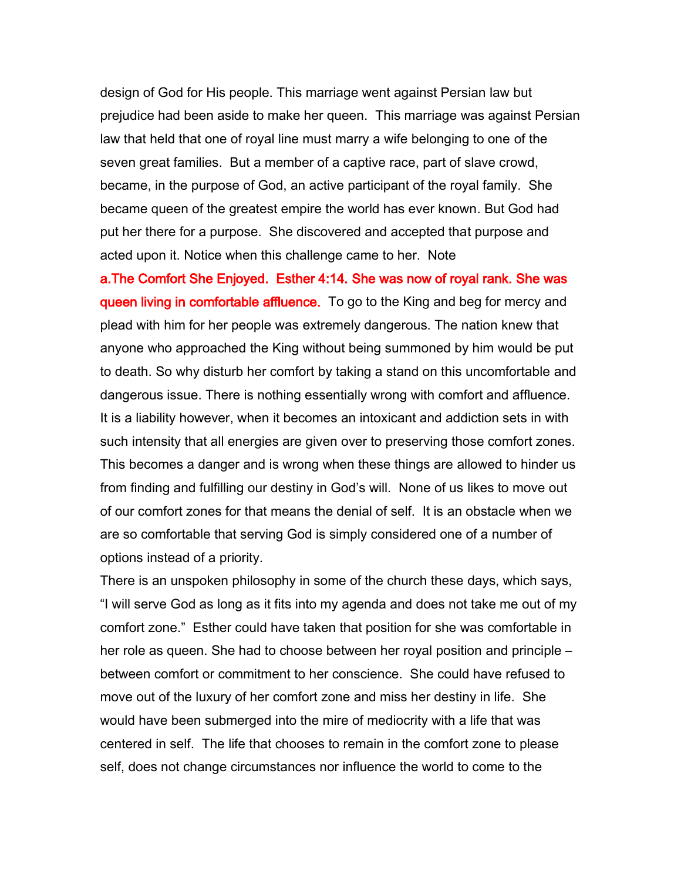design of God for His people. This marriage went against Persian law but prejudice had been aside to make her queen. This marriage was against Persian law that held that one of royal line must marry a wife belonging to one of the seven great families. But a member of a captive race, part of slave crowd, became, in the purpose of God, an active participant of the royal family. She became queen of the greatest empire the world has ever known. But God had put her there for a purpose. She discovered and accepted that purpose and acted upon it. Notice when this challenge came to her. Note

**a.The Comfort She Enjoyed. Esther 4:14. She was now of royal rank. She was queen living in comfortable affluence.** To go to the King and beg for mercy and plead with him for her people was extremely dangerous. The nation knew that anyone who approached the King without being summoned by him would be put to death. So why disturb her comfort by taking a stand on this uncomfortable and dangerous issue. There is nothing essentially wrong with comfort and affluence. It is a liability however, when it becomes an intoxicant and addiction sets in with such intensity that all energies are given over to preserving those comfort zones. This becomes a danger and is wrong when these things are allowed to hinder us from finding and fulfilling our destiny in God's will. None of us likes to move out of our comfort zones for that means the denial of self. It is an obstacle when we are so comfortable that serving God is simply considered one of a number of options instead of a priority.

There is an unspoken philosophy in some of the church these days, which says, "I will serve God as long as it fits into my agenda and does not take me out of my comfort zone." Esther could have taken that position for she was comfortable in her role as queen. She had to choose between her royal position and principle – between comfort or commitment to her conscience. She could have refused to move out of the luxury of her comfort zone and miss her destiny in life. She would have been submerged into the mire of mediocrity with a life that was centered in self. The life that chooses to remain in the comfort zone to please self, does not change circumstances nor influence the world to come to the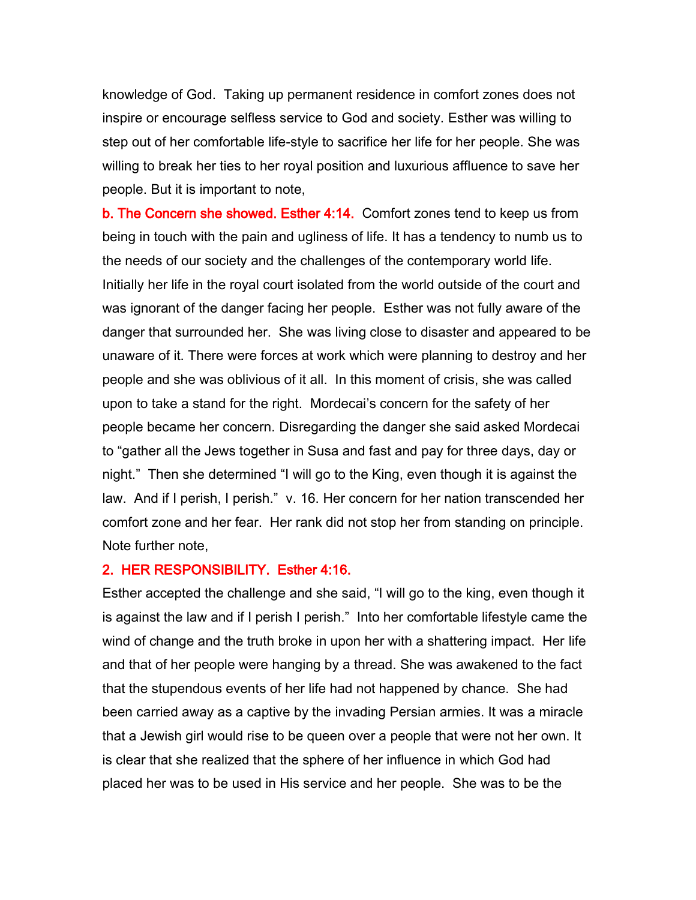knowledge of God. Taking up permanent residence in comfort zones does not inspire or encourage selfless service to God and society. Esther was willing to step out of her comfortable life-style to sacrifice her life for her people. She was willing to break her ties to her royal position and luxurious affluence to save her people. But it is important to note,

**b. The Concern she showed. Esther 4:14.** Comfort zones tend to keep us from being in touch with the pain and ugliness of life. It has a tendency to numb us to the needs of our society and the challenges of the contemporary world life. Initially her life in the royal court isolated from the world outside of the court and was ignorant of the danger facing her people. Esther was not fully aware of the danger that surrounded her. She was living close to disaster and appeared to be unaware of it. There were forces at work which were planning to destroy and her people and she was oblivious of it all. In this moment of crisis, she was called upon to take a stand for the right. Mordecai's concern for the safety of her people became her concern. Disregarding the danger she said asked Mordecai to "gather all the Jews together in Susa and fast and pay for three days, day or night." Then she determined "I will go to the King, even though it is against the law. And if I perish, I perish." v. 16. Her concern for her nation transcended her comfort zone and her fear. Her rank did not stop her from standing on principle. Note further note,

## 2. HER RESPONSIBILITY. Esther 4:16.

Esther accepted the challenge and she said, "I will go to the king, even though it is against the law and if I perish I perish." Into her comfortable lifestyle came the wind of change and the truth broke in upon her with a shattering impact. Her life and that of her people were hanging by a thread. She was awakened to the fact that the stupendous events of her life had not happened by chance. She had been carried away as a captive by the invading Persian armies. It was a miracle that a Jewish girl would rise to be queen over a people that were not her own. It is clear that she realized that the sphere of her influence in which God had placed her was to be used in His service and her people. She was to be the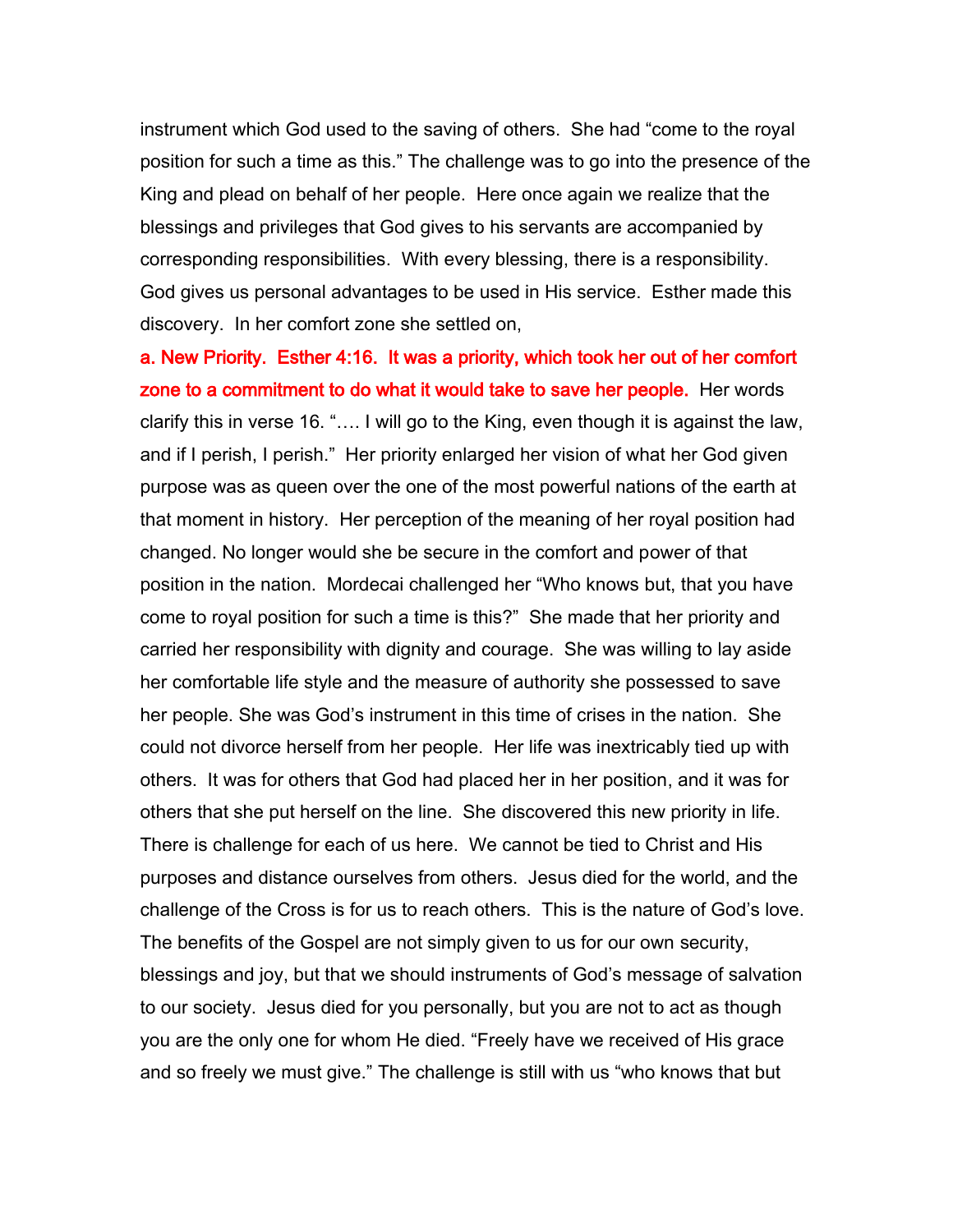instrument which God used to the saving of others. She had "come to the royal position for such a time as this." The challenge was to go into the presence of the King and plead on behalf of her people. Here once again we realize that the blessings and privileges that God gives to his servants are accompanied by corresponding responsibilities. With every blessing, there is a responsibility. God gives us personal advantages to be used in His service. Esther made this discovery. In her comfort zone she settled on,

**a. New Priority. Esther 4:16. It was a priority, which took her out of her comfort zone to a commitment to do what it would take to save her people.** Her words clarify this in verse 16. "…. I will go to the King, even though it is against the law, and if I perish, I perish." Her priority enlarged her vision of what her God given purpose was as queen over the one of the most powerful nations of the earth at that moment in history. Her perception of the meaning of her royal position had changed. No longer would she be secure in the comfort and power of that position in the nation. Mordecai challenged her "Who knows but, that you have come to royal position for such a time is this?" She made that her priority and carried her responsibility with dignity and courage. She was willing to lay aside her comfortable life style and the measure of authority she possessed to save her people. She was God's instrument in this time of crises in the nation. She could not divorce herself from her people. Her life was inextricably tied up with others. It was for others that God had placed her in her position, and it was for others that she put herself on the line. She discovered this new priority in life. There is challenge for each of us here. We cannot be tied to Christ and His purposes and distance ourselves from others. Jesus died for the world, and the challenge of the Cross is for us to reach others. This is the nature of God's love. The benefits of the Gospel are not simply given to us for our own security, blessings and joy, but that we should instruments of God's message of salvation to our society. Jesus died for you personally, but you are not to act as though you are the only one for whom He died. "Freely have we received of His grace and so freely we must give." The challenge is still with us "who knows that but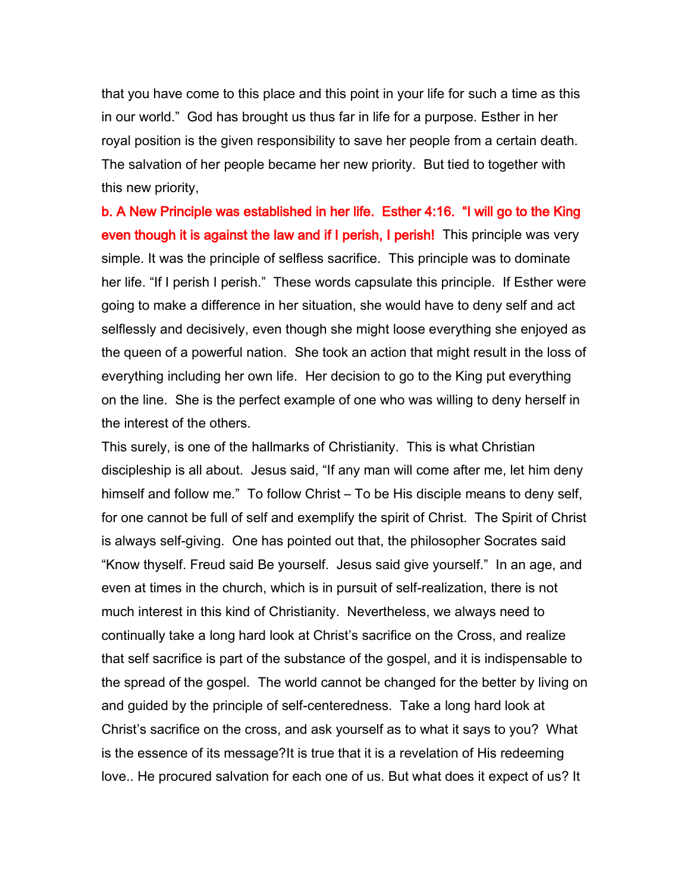that you have come to this place and this point in your life for such a time as this in our world." God has brought us thus far in life for a purpose. Esther in her royal position is the given responsibility to save her people from a certain death. The salvation of her people became her new priority. But tied to together with this new priority,

**b. A New Principle was established in her life. Esther 4:16. "I will go to the King even though it is against the law and if I perish, I perish!** This principle was very simple. It was the principle of selfless sacrifice. This principle was to dominate her life. "If I perish I perish." These words capsulate this principle. If Esther were going to make a difference in her situation, she would have to deny self and act selflessly and decisively, even though she might loose everything she enjoyed as the queen of a powerful nation. She took an action that might result in the loss of everything including her own life. Her decision to go to the King put everything on the line. She is the perfect example of one who was willing to deny herself in the interest of the others.

This surely, is one of the hallmarks of Christianity. This is what Christian discipleship is all about. Jesus said, "If any man will come after me, let him deny himself and follow me." To follow Christ – To be His disciple means to deny self, for one cannot be full of self and exemplify the spirit of Christ. The Spirit of Christ is always self-giving. One has pointed out that, the philosopher Socrates said "Know thyself. Freud said Be yourself. Jesus said give yourself." In an age, and even at times in the church, which is in pursuit of self-realization, there is not much interest in this kind of Christianity. Nevertheless, we always need to continually take a long hard look at Christ's sacrifice on the Cross, and realize that self sacrifice is part of the substance of the gospel, and it is indispensable to the spread of the gospel. The world cannot be changed for the better by living on and guided by the principle of self-centeredness. Take a long hard look at Christ's sacrifice on the cross, and ask yourself as to what it says to you? What is the essence of its message?It is true that it is a revelation of His redeeming love.. He procured salvation for each one of us. But what does it expect of us? It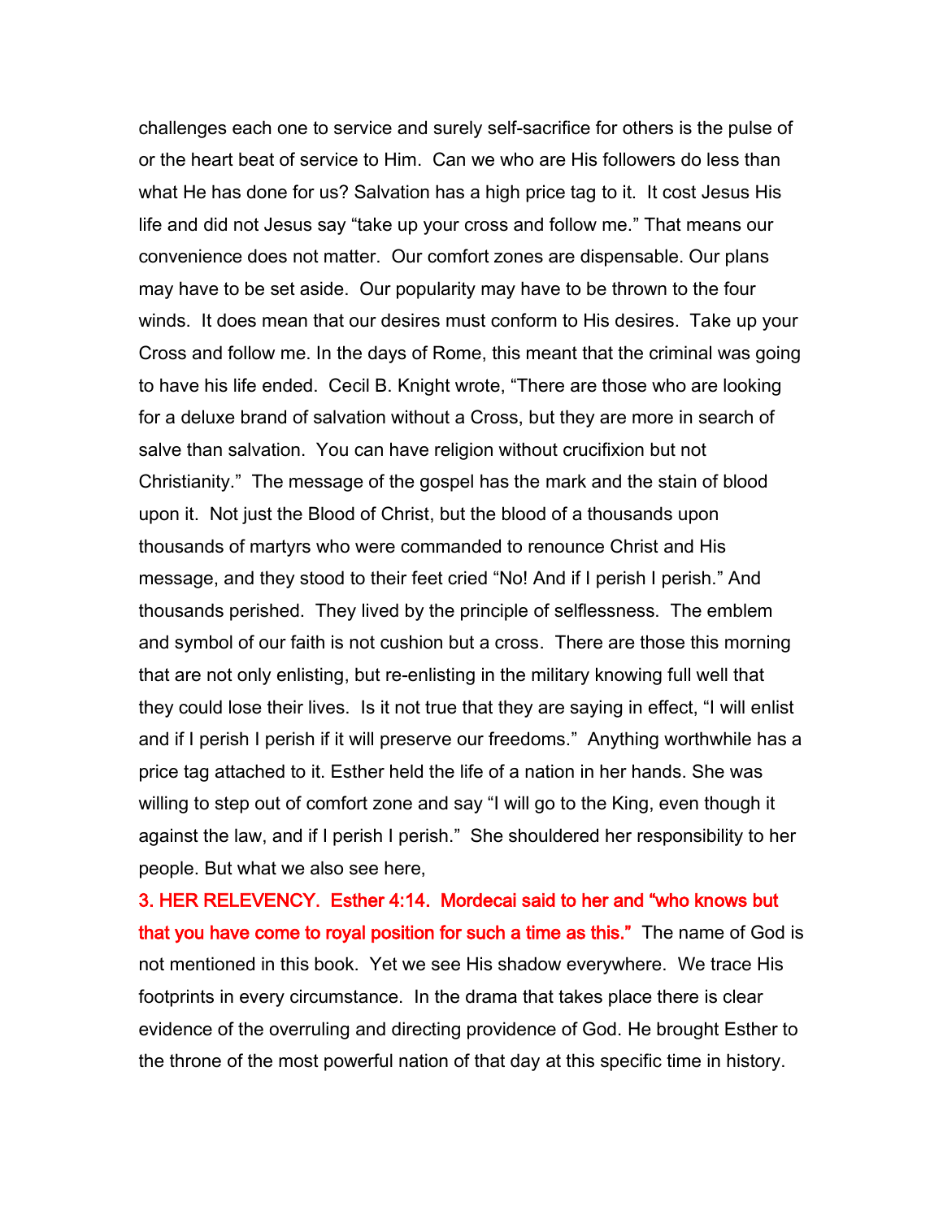challenges each one to service and surely self-sacrifice for others is the pulse of or the heart beat of service to Him. Can we who are His followers do less than what He has done for us? Salvation has a high price tag to it. It cost Jesus His life and did not Jesus say "take up your cross and follow me." That means our convenience does not matter. Our comfort zones are dispensable. Our plans may have to be set aside. Our popularity may have to be thrown to the four winds. It does mean that our desires must conform to His desires. Take up your Cross and follow me. In the days of Rome, this meant that the criminal was going to have his life ended. Cecil B. Knight wrote, "There are those who are looking for a deluxe brand of salvation without a Cross, but they are more in search of salve than salvation. You can have religion without crucifixion but not Christianity." The message of the gospel has the mark and the stain of blood upon it. Not just the Blood of Christ, but the blood of a thousands upon thousands of martyrs who were commanded to renounce Christ and His message, and they stood to their feet cried "No! And if I perish I perish." And thousands perished. They lived by the principle of selflessness. The emblem and symbol of our faith is not cushion but a cross. There are those this morning that are not only enlisting, but re-enlisting in the military knowing full well that they could lose their lives. Is it not true that they are saying in effect, "I will enlist and if I perish I perish if it will preserve our freedoms." Anything worthwhile has a price tag attached to it. Esther held the life of a nation in her hands. She was willing to step out of comfort zone and say "I will go to the King, even though it against the law, and if I perish I perish." She shouldered her responsibility to her people. But what we also see here,

**3. HER RELEVENCY. Esther 4:14. Mordecai said to her and "who knows but that you have come to royal position for such a time as this."** The name of God is not mentioned in this book. Yet we see His shadow everywhere. We trace His footprints in every circumstance. In the drama that takes place there is clear evidence of the overruling and directing providence of God. He brought Esther to the throne of the most powerful nation of that day at this specific time in history.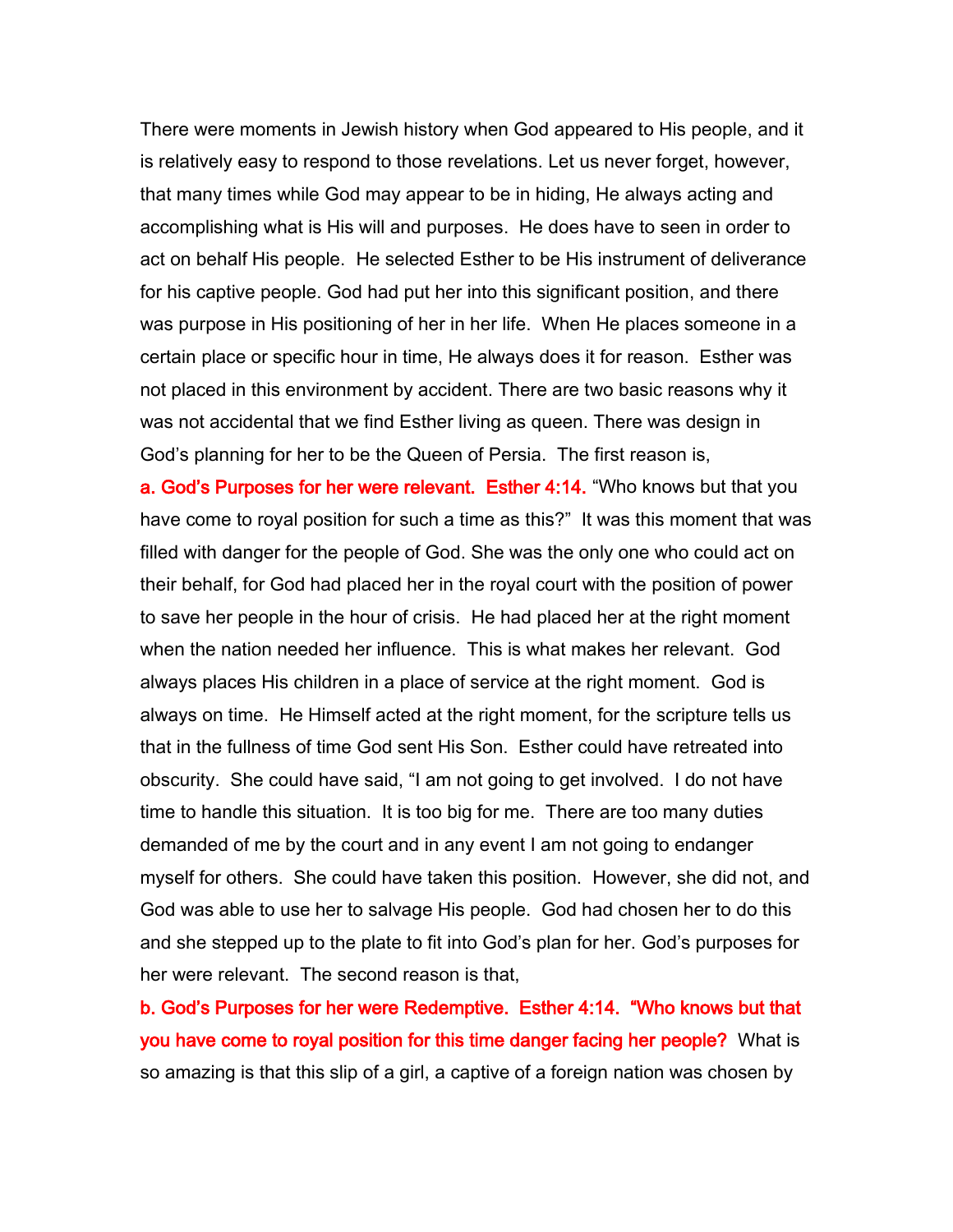There were moments in Jewish history when God appeared to His people, and it is relatively easy to respond to those revelations. Let us never forget, however, that many times while God may appear to be in hiding, He always acting and accomplishing what is His will and purposes. He does have to seen in order to act on behalf His people. He selected Esther to be His instrument of deliverance for his captive people. God had put her into this significant position, and there was purpose in His positioning of her in her life. When He places someone in a certain place or specific hour in time, He always does it for reason. Esther was not placed in this environment by accident. There are two basic reasons why it was not accidental that we find Esther living as queen. There was design in God's planning for her to be the Queen of Persia. The first reason is,

**a. God's Purposes for her were relevant. Esther 4:14.** "Who knows but that you have come to royal position for such a time as this?" It was this moment that was filled with danger for the people of God. She was the only one who could act on their behalf, for God had placed her in the royal court with the position of power to save her people in the hour of crisis. He had placed her at the right moment when the nation needed her influence. This is what makes her relevant. God always places His children in a place of service at the right moment. God is always on time. He Himself acted at the right moment, for the scripture tells us that in the fullness of time God sent His Son. Esther could have retreated into obscurity. She could have said, "I am not going to get involved. I do not have time to handle this situation. It is too big for me. There are too many duties demanded of me by the court and in any event I am not going to endanger myself for others. She could have taken this position. However, she did not, and God was able to use her to salvage His people. God had chosen her to do this and she stepped up to the plate to fit into God's plan for her. God's purposes for her were relevant. The second reason is that,

**b. God's Purposes for her were Redemptive. Esther 4:14. "Who knows but that you have come to royal position for this time danger facing her people?** What is so amazing is that this slip of a girl, a captive of a foreign nation was chosen by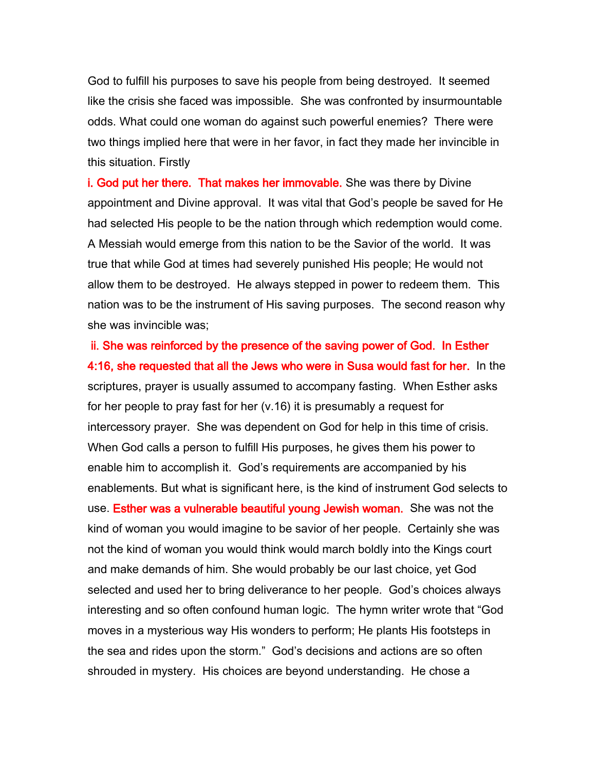God to fulfill his purposes to save his people from being destroyed. It seemed like the crisis she faced was impossible. She was confronted by insurmountable odds. What could one woman do against such powerful enemies? There were two things implied here that were in her favor, in fact they made her invincible in this situation. Firstly

**i. God put her there. That makes her immovable.** She was there by Divine appointment and Divine approval. It was vital that God's people be saved for He had selected His people to be the nation through which redemption would come. A Messiah would emerge from this nation to be the Savior of the world. It was true that while God at times had severely punished His people; He would not allow them to be destroyed. He always stepped in power to redeem them. This nation was to be the instrument of His saving purposes. The second reason why she was invincible was;

**ii. She was reinforced by the presence of the saving power of God. In Esther 4:16, she requested that all the Jews who were in Susa would fast for her.** In the scriptures, prayer is usually assumed to accompany fasting. When Esther asks for her people to pray fast for her (v.16) it is presumably a request for intercessory prayer. She was dependent on God for help in this time of crisis. When God calls a person to fulfill His purposes, he gives them his power to enable him to accomplish it. God's requirements are accompanied by his enablements. But what is significant here, is the kind of instrument God selects to use. **Esther was a vulnerable beautiful young Jewish woman.** She was not the kind of woman you would imagine to be savior of her people. Certainly she was not the kind of woman you would think would march boldly into the Kings court and make demands of him. She would probably be our last choice, yet God selected and used her to bring deliverance to her people. God's choices always interesting and so often confound human logic. The hymn writer wrote that "God moves in a mysterious way His wonders to perform; He plants His footsteps in the sea and rides upon the storm." God's decisions and actions are so often shrouded in mystery. His choices are beyond understanding. He chose a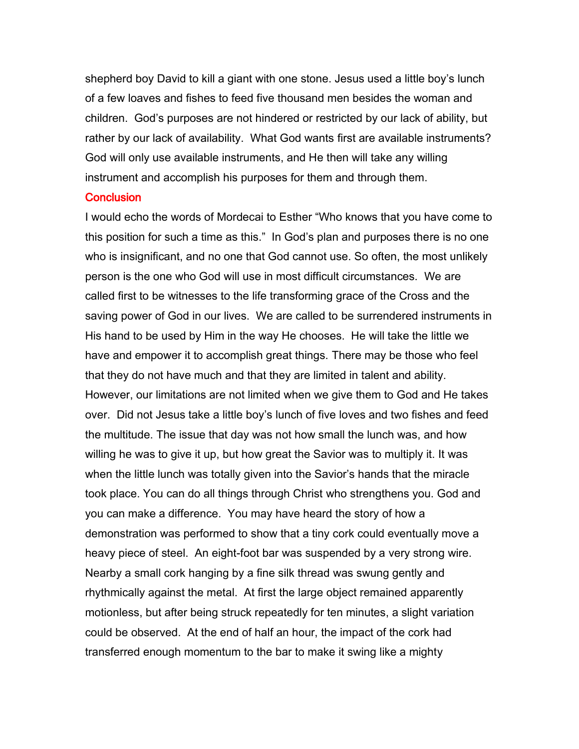shepherd boy David to kill a giant with one stone. Jesus used a little boy's lunch of a few loaves and fishes to feed five thousand men besides the woman and children. God's purposes are not hindered or restricted by our lack of ability, but rather by our lack of availability. What God wants first are available instruments? God will only use available instruments, and He then will take any willing instrument and accomplish his purposes for them and through them.

## Conclusion

I would echo the words of Mordecai to Esther "Who knows that you have come to this position for such a time as this." In God's plan and purposes there is no one who is insignificant, and no one that God cannot use. So often, the most unlikely person is the one who God will use in most difficult circumstances. We are called first to be witnesses to the life transforming grace of the Cross and the saving power of God in our lives. We are called to be surrendered instruments in His hand to be used by Him in the way He chooses. He will take the little we have and empower it to accomplish great things. There may be those who feel that they do not have much and that they are limited in talent and ability. However, our limitations are not limited when we give them to God and He takes over. Did not Jesus take a little boy's lunch of five loves and two fishes and feed the multitude. The issue that day was not how small the lunch was, and how willing he was to give it up, but how great the Savior was to multiply it. It was when the little lunch was totally given into the Savior's hands that the miracle took place. You can do all things through Christ who strengthens you. God and you can make a difference. You may have heard the story of how a demonstration was performed to show that a tiny cork could eventually move a heavy piece of steel. An eight-foot bar was suspended by a very strong wire. Nearby a small cork hanging by a fine silk thread was swung gently and rhythmically against the metal. At first the large object remained apparently motionless, but after being struck repeatedly for ten minutes, a slight variation could be observed. At the end of half an hour, the impact of the cork had transferred enough momentum to the bar to make it swing like a mighty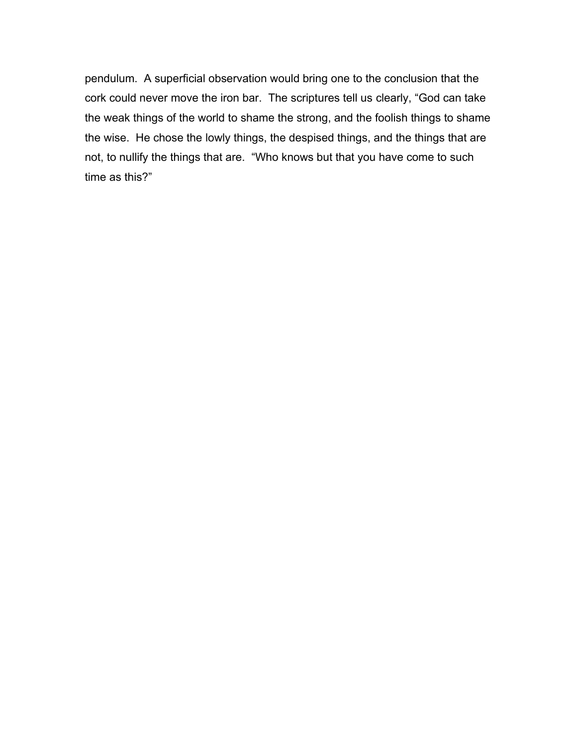pendulum. A superficial observation would bring one to the conclusion that the cork could never move the iron bar. The scriptures tell us clearly, “God can take the weak things of the world to shame the strong, and the foolish things to shame the wise. He chose the lowly things, the despised things, and the things that are not, to nullify the things that are. “Who knows but that you have come to such time as this?”